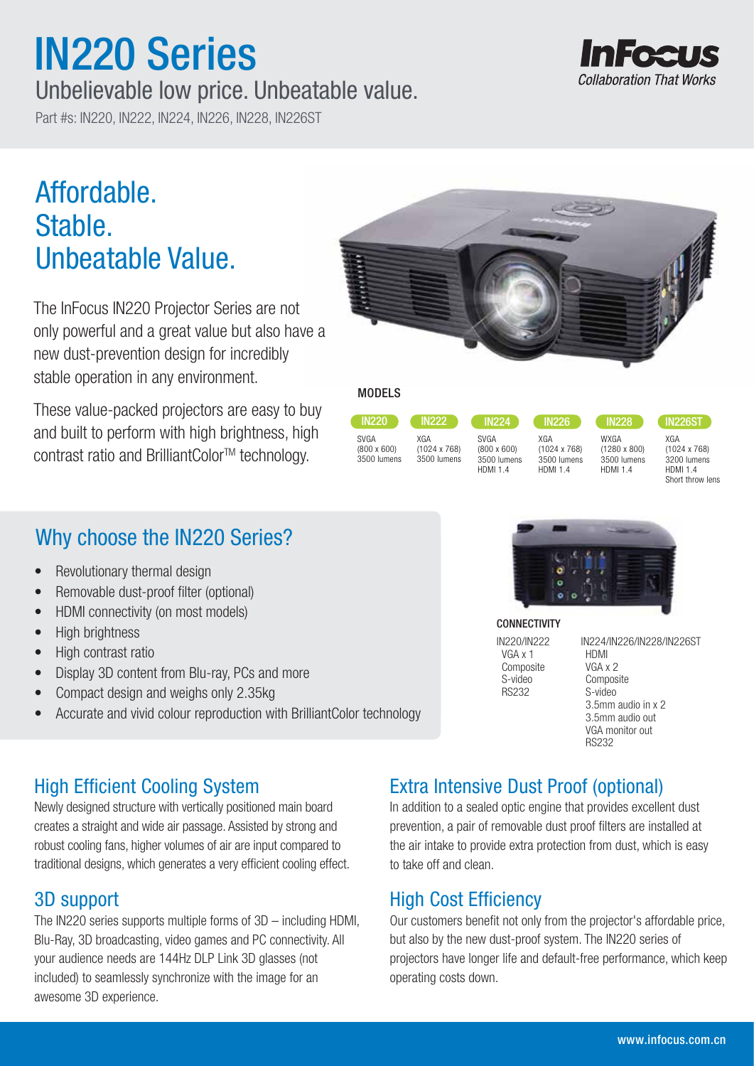# IN220 Series

## Unbelievable low price. Unbeatable value.

Part #s: IN220, IN222, IN224, IN226, IN228, IN226ST

InFocus
*Collaboration That Works*

## Affordable. Stable. Unbeatable Value.

The InFocus IN220 Projector Series are not only powerful and a great value but also have a new dust-prevention design for incredibly stable operation in any environment.

These value-packed projectors are easy to buy and built to perform with high brightness, high contrast ratio and BrilliantColor™ technology.

### MODELS

| IN220 | IN222 | IN224 | IN226 | IN228 | IN226ST |
|---|---|---|---|---|---|
| SVGA (800 x 600) 3500 lumens | XGA (1024 x 768) 3500 lumens | SVGA (800 x 600) 3500 lumens HDMI 1.4 | XGA (1024 x 768) 3500 lumens HDMI 1.4 | WXGA (1280 x 800) 3500 lumens HDMI 1.4 | XGA (1024 x 768) 3200 lumens HDMI 1.4 Short throw lens |

## Why choose the IN220 Series?

- Revolutionary thermal design
- Removable dust-proof filter (optional)
- HDMI connectivity (on most models)
- High brightness
- High contrast ratio
- Display 3D content from Blu-ray, PCs and more
- Compact design and weighs only 2.35kg
- Accurate and vivid colour reproduction with BrilliantColor technology

### CONNECTIVITY

| IN220/IN222 | IN224/IN226/IN228/IN226ST |
|---|---|
| VGA x 1 | HDMI |
| Composite | VGA x 2 |
| S-video | Composite |
| RS232 | S-video |
| | 3.5mm audio in x 2 |
| | 3.5mm audio out |
| | VGA monitor out |
| | RS232 |

## High Efficient Cooling System

Newly designed structure with vertically positioned main board creates a straight and wide air passage. Assisted by strong and robust cooling fans, higher volumes of air are input compared to traditional designs, which generates a very efficient cooling effect.

## 3D support

The IN220 series supports multiple forms of 3D – including HDMI, Blu-Ray, 3D broadcasting, video games and PC connectivity. All your audience needs are 144Hz DLP Link 3D glasses (not included) to seamlessly synchronize with the image for an awesome 3D experience.

## Extra Intensive Dust Proof (optional)

In addition to a sealed optic engine that provides excellent dust prevention, a pair of removable dust proof filters are installed at the air intake to provide extra protection from dust, which is easy to take off and clean.

## High Cost Efficiency

Our customers benefit not only from the projector's affordable price, but also by the new dust-proof system. The IN220 series of projectors have longer life and default-free performance, which keep operating costs down.

www.infocus.com.cn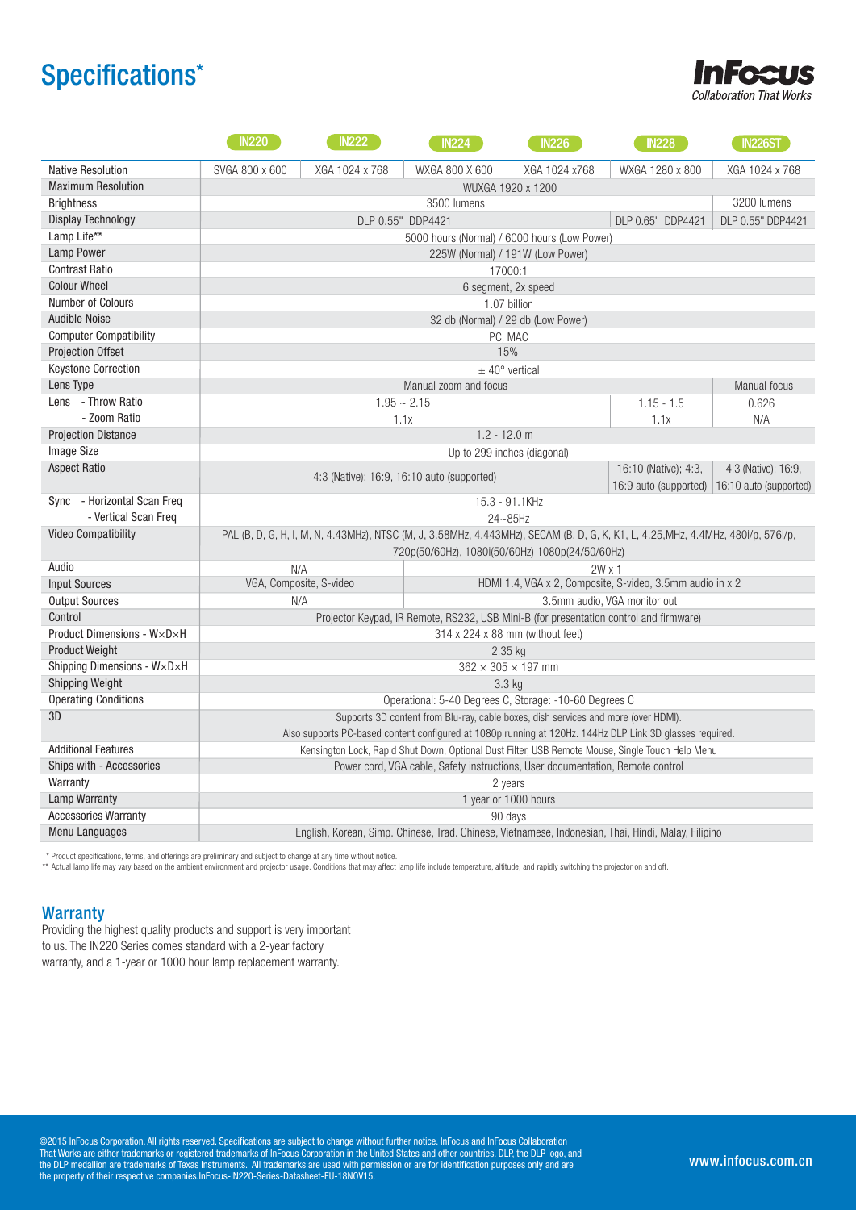# Specifications*

InFocus
*Collaboration That Works*

| | IN220 | IN222 | IN224 | IN226 | IN228 | IN226ST |
|---|---|---|---|---|---|---|
| Native Resolution | SVGA 800 x 600 | XGA 1024 x 768 | WXGA 800 X 600 | XGA 1024 x768 | WXGA 1280 x 800 | XGA 1024 x 768 |
| Maximum Resolution | WUXGA 1920 x 1200 | | | | | |
| Brightness | 3500 lumens | | | | | 3200 lumens |
| Display Technology | DLP 0.55" DDP4421 | | | | DLP 0.65" DDP4421 | DLP 0.55" DDP4421 |
| Lamp Life** | 5000 hours (Normal) / 6000 hours (Low Power) | | | | | |
| Lamp Power | 225W (Normal) / 191W (Low Power) | | | | | |
| Contrast Ratio | 17000:1 | | | | | |
| Colour Wheel | 6 segment, 2x speed | | | | | |
| Number of Colours | 1.07 billion | | | | | |
| Audible Noise | 32 db (Normal) / 29 db (Low Power) | | | | | |
| Computer Compatibility | PC, MAC | | | | | |
| Projection Offset | 15% | | | | | |
| Keystone Correction | ± 40° vertical | | | | | |
| Lens Type | Manual zoom and focus | | | | | Manual focus |
| Lens - Throw Ratio | 1.95 ~ 2.15 | | | | 1.15 - 1.5 | 0.626 |
| - Zoom Ratio | 1.1x | | | | 1.1x | N/A |
| Projection Distance | 1.2 - 12.0 m | | | | | |
| Image Size | Up to 299 inches (diagonal) | | | | | |
| Aspect Ratio | 4:3 (Native); 16:9, 16:10 auto (supported) | | | | 16:10 (Native); 4:3, 16:9 auto (supported) | 4:3 (Native); 16:9, 16:10 auto (supported) |
| Sync - Horizontal Scan Freq | 15.3 - 91.1KHz | | | | | |
| - Vertical Scan Freq | 24~85Hz | | | | | |
| Video Compatibility | PAL (B, D, G, H, I, M, N, 4.43MHz), NTSC (M, J, 3.58MHz, 4.443MHz), SECAM (B, D, G, K, K1, L, 4.25,MHz, 4.4MHz, 480i/p, 576i/p, 720p(50/60Hz), 1080i(50/60Hz) 1080p(24/50/60Hz) | | | | | |
| Audio | N/A | | 2W x 1 | | | |
| Input Sources | VGA, Composite, S-video | | HDMI 1.4, VGA x 2, Composite, S-video, 3.5mm audio in x 2 | | | |
| Output Sources | N/A | | 3.5mm audio, VGA monitor out | | | |
| Control | Projector Keypad, IR Remote, RS232, USB Mini-B (for presentation control and firmware) | | | | | |
| Product Dimensions - W×D×H | 314 x 224 x 88 mm (without feet) | | | | | |
| Product Weight | 2.35 kg | | | | | |
| Shipping Dimensions - W×D×H | 362 × 305 × 197 mm | | | | | |
| Shipping Weight | 3.3 kg | | | | | |
| Operating Conditions | Operational: 5-40 Degrees C, Storage: -10-60 Degrees C | | | | | |
| 3D | Supports 3D content from Blu-ray, cable boxes, dish services and more (over HDMI). Also supports PC-based content configured at 1080p running at 120Hz. 144Hz DLP Link 3D glasses required. | | | | | |
| Additional Features | Kensington Lock, Rapid Shut Down, Optional Dust Filter, USB Remote Mouse, Single Touch Help Menu | | | | | |
| Ships with - Accessories | Power cord, VGA cable, Safety instructions, User documentation, Remote control | | | | | |
| Warranty | 2 years | | | | | |
| Lamp Warranty | 1 year or 1000 hours | | | | | |
| Accessories Warranty | 90 days | | | | | |
| Menu Languages | English, Korean, Simp. Chinese, Trad. Chinese, Vietnamese, Indonesian, Thai, Hindi, Malay, Filipino | | | | | |

\* Product specifications, terms, and offerings are preliminary and subject to change at any time without notice.
\** Actual lamp life may vary based on the ambient environment and projector usage. Conditions that may affect lamp life include temperature, altitude, and rapidly switching the projector on and off.

## Warranty

Providing the highest quality products and support is very important to us. The IN220 Series comes standard with a 2-year factory warranty, and a 1-year or 1000 hour lamp replacement warranty.

©2015 InFocus Corporation. All rights reserved. Specifications are subject to change without further notice. InFocus and InFocus Collaboration That Works are either trademarks or registered trademarks of InFocus Corporation in the United States and other countries. DLP, the DLP logo, and the DLP medallion are trademarks of Texas Instruments. All trademarks are used with permission or are for identification purposes only and are the property of their respective companies.InFocus-IN220-Series-Datasheet-EU-18NOV15.

www.infocus.com.cn